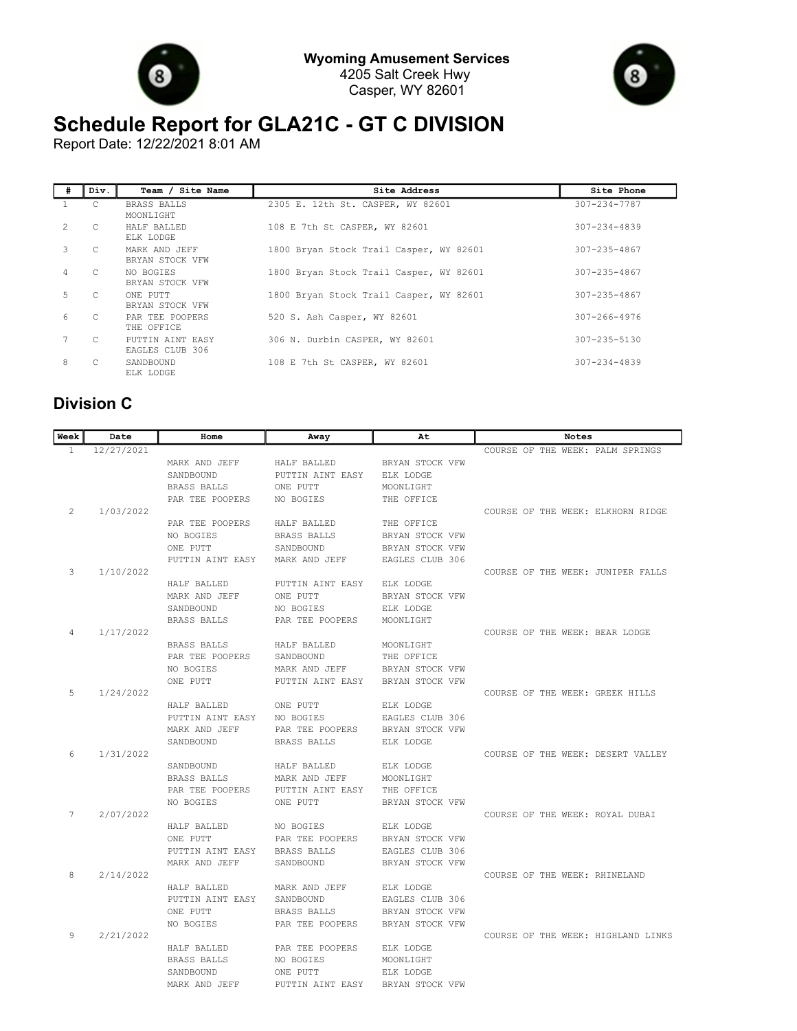**Wyoming Amusement Services**
4205 Salt Creek Hwy
Casper, WY 82601

# Schedule Report for GLA21C - GT C DIVISION

Report Date: 12/22/2021 8:01 AM

| # | Div. | Team / Site Name | Site Address | Site Phone |
|---|---|---|---|---|
| 1 | C | BRASS BALLS<br>MOONLIGHT | 2305 E. 12th St. CASPER, WY 82601 | 307-234-7787 |
| 2 | C | HALF BALLED<br>ELK LODGE | 108 E 7th St CASPER, WY 82601 | 307-234-4839 |
| 3 | C | MARK AND JEFF<br>BRYAN STOCK VFW | 1800 Bryan Stock Trail Casper, WY 82601 | 307-235-4867 |
| 4 | C | NO BOGIES<br>BRYAN STOCK VFW | 1800 Bryan Stock Trail Casper, WY 82601 | 307-235-4867 |
| 5 | C | ONE PUTT<br>BRYAN STOCK VFW | 1800 Bryan Stock Trail Casper, WY 82601 | 307-235-4867 |
| 6 | C | PAR TEE POOPERS<br>THE OFFICE | 520 S. Ash Casper, WY 82601 | 307-266-4976 |
| 7 | C | PUTTIN AINT EASY<br>EAGLES CLUB 306 | 306 N. Durbin CASPER, WY 82601 | 307-235-5130 |
| 8 | C | SANDBOUND<br>ELK LODGE | 108 E 7th St CASPER, WY 82601 | 307-234-4839 |

## Division C

| Week | Date | Home | Away | At | Notes |
|---|---|---|---|---|---|
| 1 | 12/27/2021 | | | | COURSE OF THE WEEK: PALM SPRINGS |
| | | MARK AND JEFF | HALF BALLED | BRYAN STOCK VFW | |
| | | SANDBOUND | PUTTIN AINT EASY | ELK LODGE | |
| | | BRASS BALLS | ONE PUTT | MOONLIGHT | |
| | | PAR TEE POOPERS | NO BOGIES | THE OFFICE | |
| 2 | 1/03/2022 | | | | COURSE OF THE WEEK: ELKHORN RIDGE |
| | | PAR TEE POOPERS | HALF BALLED | THE OFFICE | |
| | | NO BOGIES | BRASS BALLS | BRYAN STOCK VFW | |
| | | ONE PUTT | SANDBOUND | BRYAN STOCK VFW | |
| | | PUTTIN AINT EASY | MARK AND JEFF | EAGLES CLUB 306 | |
| 3 | 1/10/2022 | | | | COURSE OF THE WEEK: JUNIPER FALLS |
| | | HALF BALLED | PUTTIN AINT EASY | ELK LODGE | |
| | | MARK AND JEFF | ONE PUTT | BRYAN STOCK VFW | |
| | | SANDBOUND | NO BOGIES | ELK LODGE | |
| | | BRASS BALLS | PAR TEE POOPERS | MOONLIGHT | |
| 4 | 1/17/2022 | | | | COURSE OF THE WEEK: BEAR LODGE |
| | | BRASS BALLS | HALF BALLED | MOONLIGHT | |
| | | PAR TEE POOPERS | SANDBOUND | THE OFFICE | |
| | | NO BOGIES | MARK AND JEFF | BRYAN STOCK VFW | |
| | | ONE PUTT | PUTTIN AINT EASY | BRYAN STOCK VFW | |
| 5 | 1/24/2022 | | | | COURSE OF THE WEEK: GREEK HILLS |
| | | HALF BALLED | ONE PUTT | ELK LODGE | |
| | | PUTTIN AINT EASY | NO BOGIES | EAGLES CLUB 306 | |
| | | MARK AND JEFF | PAR TEE POOPERS | BRYAN STOCK VFW | |
| | | SANDBOUND | BRASS BALLS | ELK LODGE | |
| 6 | 1/31/2022 | | | | COURSE OF THE WEEK: DESERT VALLEY |
| | | SANDBOUND | HALF BALLED | ELK LODGE | |
| | | BRASS BALLS | MARK AND JEFF | MOONLIGHT | |
| | | PAR TEE POOPERS | PUTTIN AINT EASY | THE OFFICE | |
| | | NO BOGIES | ONE PUTT | BRYAN STOCK VFW | |
| 7 | 2/07/2022 | | | | COURSE OF THE WEEK: ROYAL DUBAI |
| | | HALF BALLED | NO BOGIES | ELK LODGE | |
| | | ONE PUTT | PAR TEE POOPERS | BRYAN STOCK VFW | |
| | | PUTTIN AINT EASY | BRASS BALLS | EAGLES CLUB 306 | |
| | | MARK AND JEFF | SANDBOUND | BRYAN STOCK VFW | |
| 8 | 2/14/2022 | | | | COURSE OF THE WEEK: RHINELAND |
| | | HALF BALLED | MARK AND JEFF | ELK LODGE | |
| | | PUTTIN AINT EASY | SANDBOUND | EAGLES CLUB 306 | |
| | | ONE PUTT | BRASS BALLS | BRYAN STOCK VFW | |
| | | NO BOGIES | PAR TEE POOPERS | BRYAN STOCK VFW | |
| 9 | 2/21/2022 | | | | COURSE OF THE WEEK: HIGHLAND LINKS |
| | | HALF BALLED | PAR TEE POOPERS | ELK LODGE | |
| | | BRASS BALLS | NO BOGIES | MOONLIGHT | |
| | | SANDBOUND | ONE PUTT | ELK LODGE | |
| | | MARK AND JEFF | PUTTIN AINT EASY | BRYAN STOCK VFW | |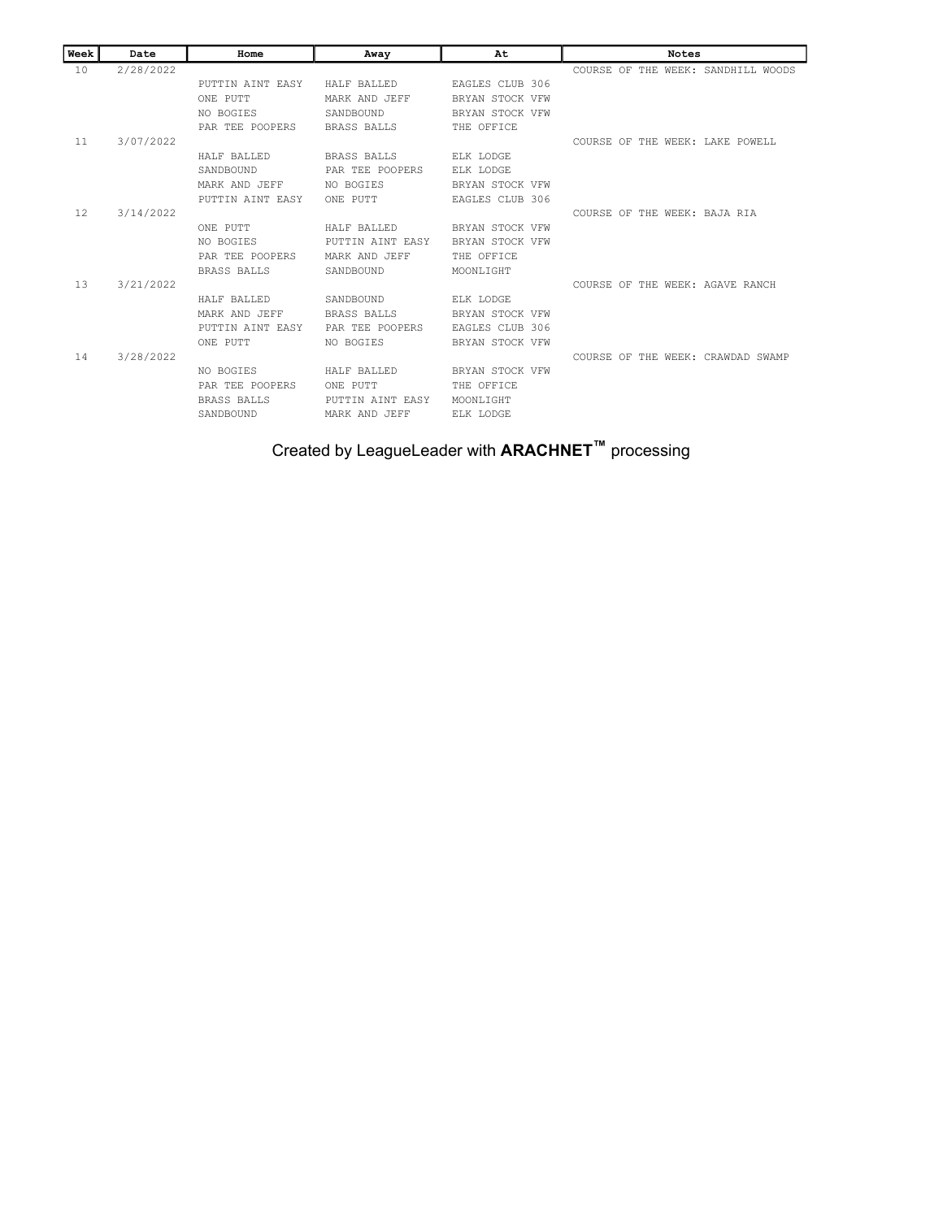| Week | Date | Home | Away | At | Notes |
|---|---|---|---|---|---|
| 10 | 2/28/2022 | | | | COURSE OF THE WEEK: SANDHILL WOODS |
| | | PUTTIN AINT EASY | HALF BALLED | EAGLES CLUB 306 | |
| | | ONE PUTT | MARK AND JEFF | BRYAN STOCK VFW | |
| | | NO BOGIES | SANDBOUND | BRYAN STOCK VFW | |
| | | PAR TEE POOPERS | BRASS BALLS | THE OFFICE | |
| 11 | 3/07/2022 | | | | COURSE OF THE WEEK: LAKE POWELL |
| | | HALF BALLED | BRASS BALLS | ELK LODGE | |
| | | SANDBOUND | PAR TEE POOPERS | ELK LODGE | |
| | | MARK AND JEFF | NO BOGIES | BRYAN STOCK VFW | |
| | | PUTTIN AINT EASY | ONE PUTT | EAGLES CLUB 306 | |
| 12 | 3/14/2022 | | | | COURSE OF THE WEEK: BAJA RIA |
| | | ONE PUTT | HALF BALLED | BRYAN STOCK VFW | |
| | | NO BOGIES | PUTTIN AINT EASY | BRYAN STOCK VFW | |
| | | PAR TEE POOPERS | MARK AND JEFF | THE OFFICE | |
| | | BRASS BALLS | SANDBOUND | MOONLIGHT | |
| 13 | 3/21/2022 | | | | COURSE OF THE WEEK: AGAVE RANCH |
| | | HALF BALLED | SANDBOUND | ELK LODGE | |
| | | MARK AND JEFF | BRASS BALLS | BRYAN STOCK VFW | |
| | | PUTTIN AINT EASY | PAR TEE POOPERS | EAGLES CLUB 306 | |
| | | ONE PUTT | NO BOGIES | BRYAN STOCK VFW | |
| 14 | 3/28/2022 | | | | COURSE OF THE WEEK: CRAWDAD SWAMP |
| | | NO BOGIES | HALF BALLED | BRYAN STOCK VFW | |
| | | PAR TEE POOPERS | ONE PUTT | THE OFFICE | |
| | | BRASS BALLS | PUTTIN AINT EASY | MOONLIGHT | |
| | | SANDBOUND | MARK AND JEFF | ELK LODGE | |

Created by LeagueLeader with **ARACHNET™** processing